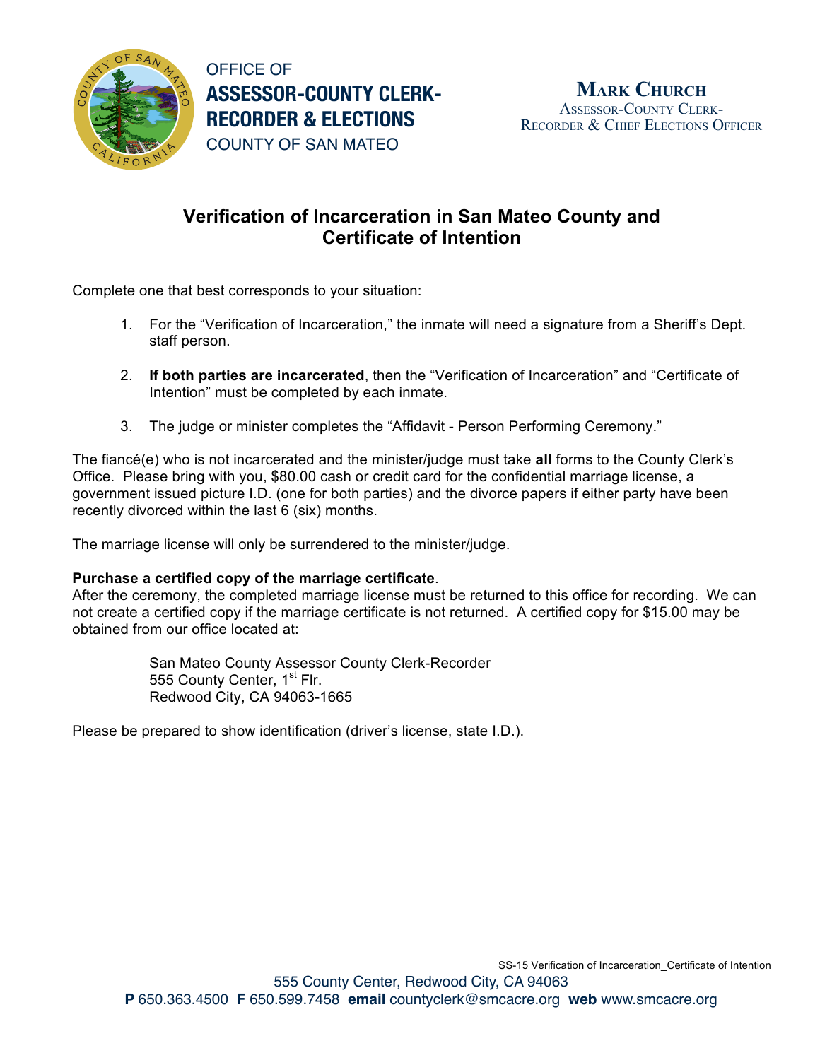OFFICE OF
**ASSESSOR-COUNTY CLERK-RECORDER & ELECTIONS**
COUNTY OF SAN MATEO

**MARK CHURCH**
ASSESSOR-COUNTY CLERK-RECORDER & CHIEF ELECTIONS OFFICER

# Verification of Incarceration in San Mateo County and Certificate of Intention

Complete one that best corresponds to your situation:

1. For the "Verification of Incarceration," the inmate will need a signature from a Sheriff's Dept. staff person.
2. **If both parties are incarcerated**, then the "Verification of Incarceration" and "Certificate of Intention" must be completed by each inmate.
3. The judge or minister completes the "Affidavit - Person Performing Ceremony."

The fiancé(e) who is not incarcerated and the minister/judge must take **all** forms to the County Clerk's Office. Please bring with you, $80.00 cash or credit card for the confidential marriage license, a government issued picture I.D. (one for both parties) and the divorce papers if either party have been recently divorced within the last 6 (six) months.

The marriage license will only be surrendered to the minister/judge.

**Purchase a certified copy of the marriage certificate**.
After the ceremony, the completed marriage license must be returned to this office for recording. We can not create a certified copy if the marriage certificate is not returned. A certified copy for $15.00 may be obtained from our office located at:

San Mateo County Assessor County Clerk-Recorder
555 County Center, 1st Flr.
Redwood City, CA 94063-1665

Please be prepared to show identification (driver's license, state I.D.).

SS-15 Verification of Incarceration_Certificate of Intention

555 County Center, Redwood City, CA 94063
**P** 650.363.4500 **F** 650.599.7458 **email** countyclerk@smcacre.org **web** www.smcacre.org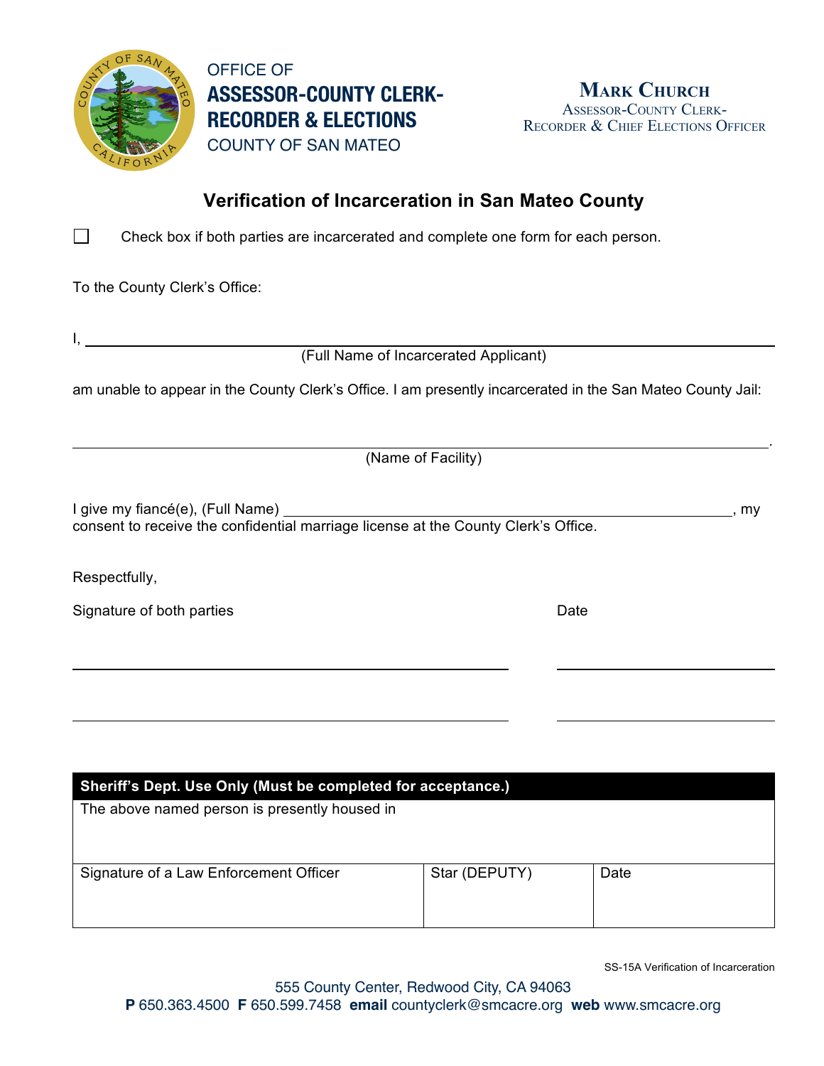OFFICE OF
**ASSESSOR-COUNTY CLERK-RECORDER & ELECTIONS**
COUNTY OF SAN MATEO

**MARK CHURCH**
ASSESSOR-COUNTY CLERK-RECORDER & CHIEF ELECTIONS OFFICER

## Verification of Incarceration in San Mateo County

☐ Check box if both parties are incarcerated and complete one form for each person.

To the County Clerk's Office:

I, ______________________________________________________________
(Full Name of Incarcerated Applicant)

am unable to appear in the County Clerk's Office. I am presently incarcerated in the San Mateo County Jail:

______________________________________________________________.
(Name of Facility)

I give my fiancé(e), (Full Name) ______________________________________, my consent to receive the confidential marriage license at the County Clerk's Office.

Respectfully,

Signature of both parties ______________________________ Date ______________

______________________________ ______________

| **Sheriff's Dept. Use Only (Must be completed for acceptance.)** | | |
|---|---|---|
| The above named person is presently housed in | | |
| Signature of a Law Enforcement Officer | Star (DEPUTY) | Date |

SS-15A Verification of Incarceration

555 County Center, Redwood City, CA 94063
**P** 650.363.4500 **F** 650.599.7458 **email** countyclerk@smcacre.org **web** www.smcacre.org